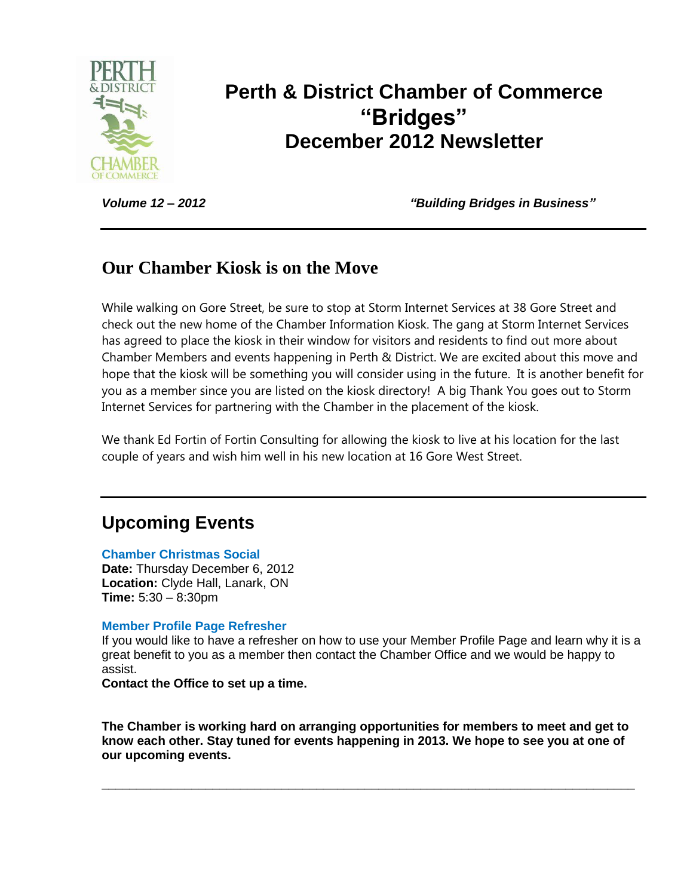# Perth & District Chamber of Commerce "Bridges" December 2012 Newsletter

*Volume 12 – 2012* *"Building Bridges in Business"*

---

## Our Chamber Kiosk is on the Move

While walking on Gore Street, be sure to stop at Storm Internet Services at 38 Gore Street and check out the new home of the Chamber Information Kiosk. The gang at Storm Internet Services has agreed to place the kiosk in their window for visitors and residents to find out more about Chamber Members and events happening in Perth & District. We are excited about this move and hope that the kiosk will be something you will consider using in the future. It is another benefit for you as a member since you are listed on the kiosk directory! A big Thank You goes out to Storm Internet Services for partnering with the Chamber in the placement of the kiosk.

We thank Ed Fortin of Fortin Consulting for allowing the kiosk to live at his location for the last couple of years and wish him well in his new location at 16 Gore West Street.

---

## Upcoming Events

### Chamber Christmas Social

**Date:** Thursday December 6, 2012
**Location:** Clyde Hall, Lanark, ON
**Time:** 5:30 – 8:30pm

### Member Profile Page Refresher

If you would like to have a refresher on how to use your Member Profile Page and learn why it is a great benefit to you as a member then contact the Chamber Office and we would be happy to assist.
**Contact the Office to set up a time.**

**The Chamber is working hard on arranging opportunities for members to meet and get to know each other. Stay tuned for events happening in 2013. We hope to see you at one of our upcoming events.**

---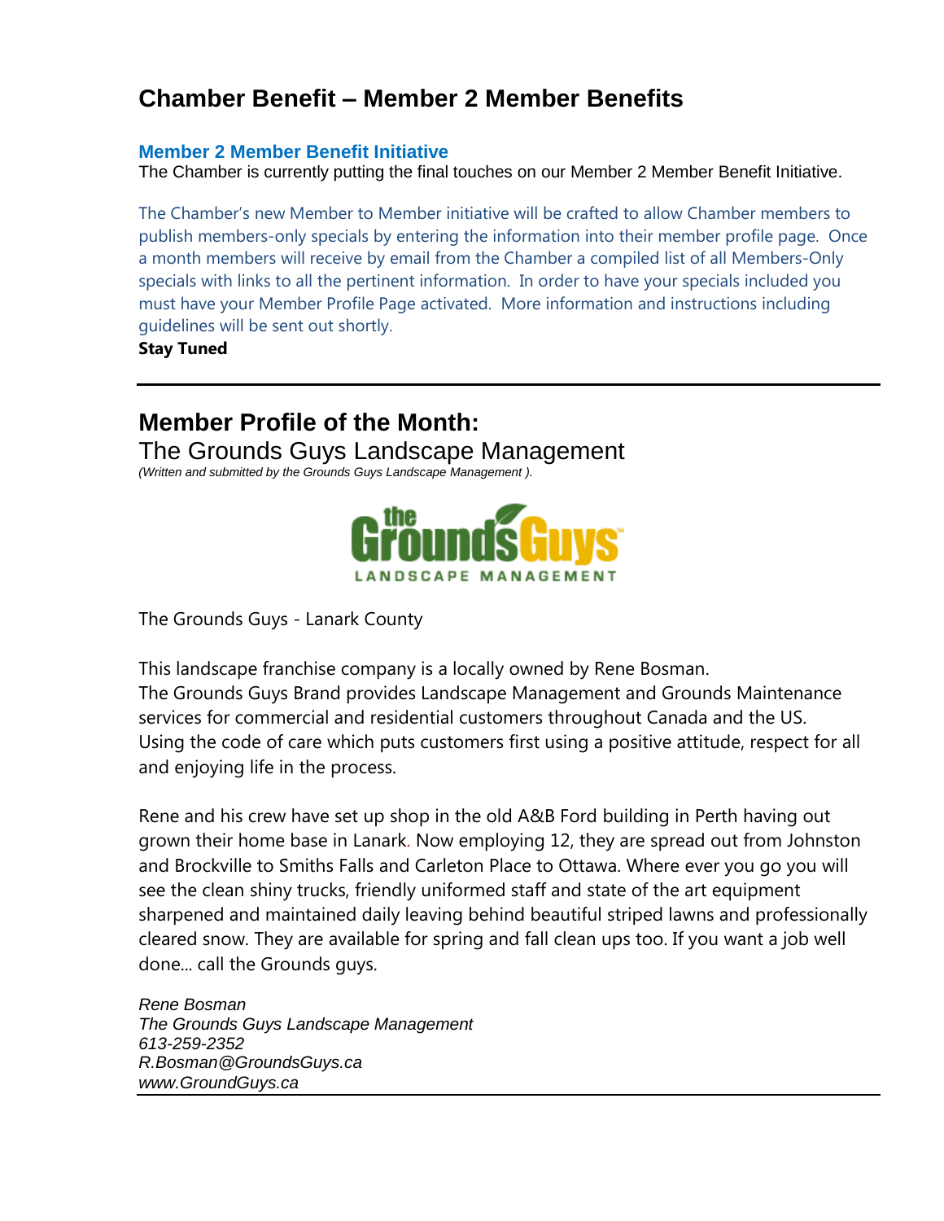# Chamber Benefit – Member 2 Member Benefits

### Member 2 Member Benefit Initiative

The Chamber is currently putting the final touches on our Member 2 Member Benefit Initiative.

The Chamber's new Member to Member initiative will be crafted to allow Chamber members to publish members-only specials by entering the information into their member profile page. Once a month members will receive by email from the Chamber a compiled list of all Members-Only specials with links to all the pertinent information. In order to have your specials included you must have your Member Profile Page activated. More information and instructions including guidelines will be sent out shortly.

**Stay Tuned**

---

## Member Profile of the Month:

The Grounds Guys Landscape Management

*(Written and submitted by the Grounds Guys Landscape Management ).*

The Grounds Guys - Lanark County

This landscape franchise company is a locally owned by Rene Bosman.
The Grounds Guys Brand provides Landscape Management and Grounds Maintenance services for commercial and residential customers throughout Canada and the US. Using the code of care which puts customers first using a positive attitude, respect for all and enjoying life in the process.

Rene and his crew have set up shop in the old A&B Ford building in Perth having out grown their home base in Lanark. Now employing 12, they are spread out from Johnston and Brockville to Smiths Falls and Carleton Place to Ottawa. Where ever you go you will see the clean shiny trucks, friendly uniformed staff and state of the art equipment sharpened and maintained daily leaving behind beautiful striped lawns and professionally cleared snow. They are available for spring and fall clean ups too. If you want a job well done... call the Grounds guys.

*Rene Bosman*
*The Grounds Guys Landscape Management*
*613-259-2352*
*R.Bosman@GroundsGuys.ca*
*www.GroundGuys.ca*

---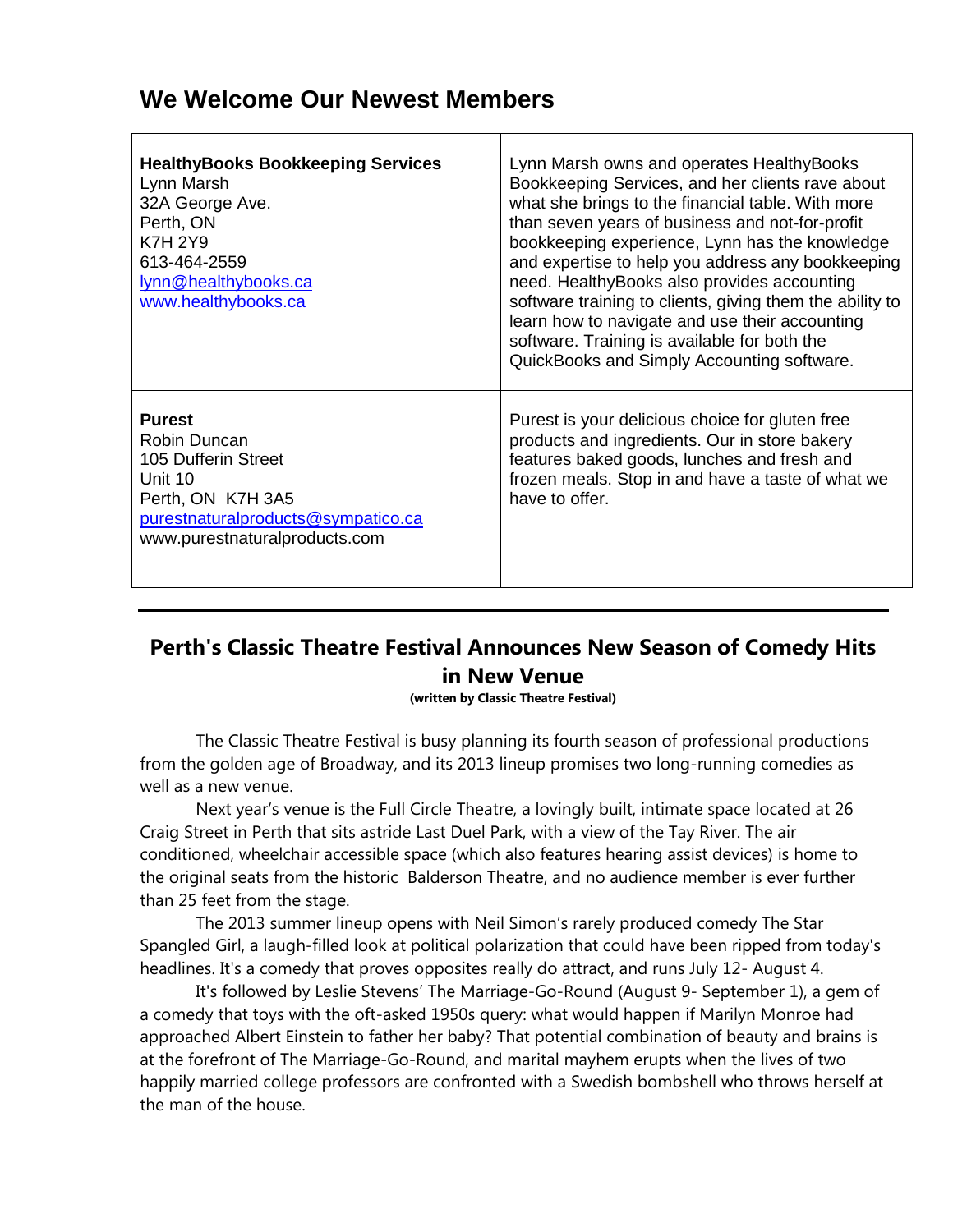## We Welcome Our Newest Members

| | |
|---|---|
| **HealthyBooks Bookkeeping Services**<br>Lynn Marsh<br>32A George Ave.<br>Perth, ON<br>K7H 2Y9<br>613-464-2559<br>lynn@healthybooks.ca<br>www.healthybooks.ca | Lynn Marsh owns and operates HealthyBooks Bookkeeping Services, and her clients rave about what she brings to the financial table. With more than seven years of business and not-for-profit bookkeeping experience, Lynn has the knowledge and expertise to help you address any bookkeeping need. HealthyBooks also provides accounting software training to clients, giving them the ability to learn how to navigate and use their accounting software. Training is available for both the QuickBooks and Simply Accounting software. |
| **Purest**<br>Robin Duncan<br>105 Dufferin Street<br>Unit 10<br>Perth, ON K7H 3A5<br>purestnaturalproducts@sympatico.ca<br>www.purestnaturalproducts.com | Purest is your delicious choice for gluten free products and ingredients. Our in store bakery features baked goods, lunches and fresh and frozen meals. Stop in and have a taste of what we have to offer. |

---

## Perth's Classic Theatre Festival Announces New Season of Comedy Hits in New Venue

**(written by Classic Theatre Festival)**

The Classic Theatre Festival is busy planning its fourth season of professional productions from the golden age of Broadway, and its 2013 lineup promises two long-running comedies as well as a new venue.

Next year's venue is the Full Circle Theatre, a lovingly built, intimate space located at 26 Craig Street in Perth that sits astride Last Duel Park, with a view of the Tay River. The air conditioned, wheelchair accessible space (which also features hearing assist devices) is home to the original seats from the historic Balderson Theatre, and no audience member is ever further than 25 feet from the stage.

The 2013 summer lineup opens with Neil Simon's rarely produced comedy The Star Spangled Girl, a laugh-filled look at political polarization that could have been ripped from today's headlines. It's a comedy that proves opposites really do attract, and runs July 12- August 4.

It's followed by Leslie Stevens' The Marriage-Go-Round (August 9- September 1), a gem of a comedy that toys with the oft-asked 1950s query: what would happen if Marilyn Monroe had approached Albert Einstein to father her baby? That potential combination of beauty and brains is at the forefront of The Marriage-Go-Round, and marital mayhem erupts when the lives of two happily married college professors are confronted with a Swedish bombshell who throws herself at the man of the house.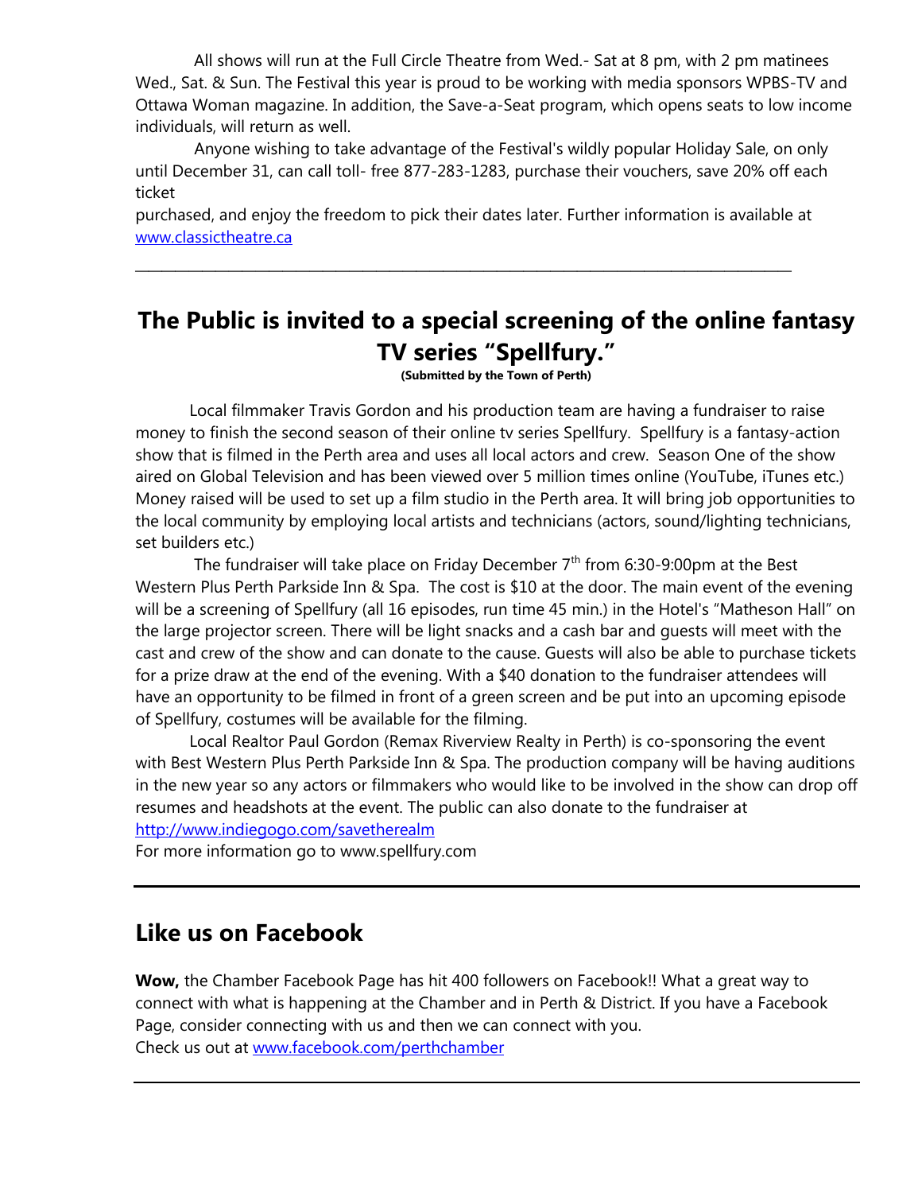All shows will run at the Full Circle Theatre from Wed.- Sat at 8 pm, with 2 pm matinees Wed., Sat. & Sun. The Festival this year is proud to be working with media sponsors WPBS-TV and Ottawa Woman magazine. In addition, the Save-a-Seat program, which opens seats to low income individuals, will return as well.

Anyone wishing to take advantage of the Festival's wildly popular Holiday Sale, on only until December 31, can call toll- free 877-283-1283, purchase their vouchers, save 20% off each ticket

purchased, and enjoy the freedom to pick their dates later. Further information is available at [www.classictheatre.ca](www.classictheatre.ca)

---

## The Public is invited to a special screening of the online fantasy TV series “Spellfury.”

**(Submitted by the Town of Perth)**

Local filmmaker Travis Gordon and his production team are having a fundraiser to raise money to finish the second season of their online tv series Spellfury. Spellfury is a fantasy-action show that is filmed in the Perth area and uses all local actors and crew. Season One of the show aired on Global Television and has been viewed over 5 million times online (YouTube, iTunes etc.) Money raised will be used to set up a film studio in the Perth area. It will bring job opportunities to the local community by employing local artists and technicians (actors, sound/lighting technicians, set builders etc.)

The fundraiser will take place on Friday December 7th from 6:30-9:00pm at the Best Western Plus Perth Parkside Inn & Spa. The cost is $10 at the door. The main event of the evening will be a screening of Spellfury (all 16 episodes, run time 45 min.) in the Hotel's “Matheson Hall” on the large projector screen. There will be light snacks and a cash bar and guests will meet with the cast and crew of the show and can donate to the cause. Guests will also be able to purchase tickets for a prize draw at the end of the evening. With a $40 donation to the fundraiser attendees will have an opportunity to be filmed in front of a green screen and be put into an upcoming episode of Spellfury, costumes will be available for the filming.

Local Realtor Paul Gordon (Remax Riverview Realty in Perth) is co-sponsoring the event with Best Western Plus Perth Parkside Inn & Spa. The production company will be having auditions in the new year so any actors or filmmakers who would like to be involved in the show can drop off resumes and headshots at the event. The public can also donate to the fundraiser at [http://www.indiegogo.com/savetherealm](http://www.indiegogo.com/savetherealm)

For more information go to www.spellfury.com

---

## Like us on Facebook

**Wow,** the Chamber Facebook Page has hit 400 followers on Facebook!! What a great way to connect with what is happening at the Chamber and in Perth & District. If you have a Facebook Page, consider connecting with us and then we can connect with you.

Check us out at [www.facebook.com/perthchamber](www.facebook.com/perthchamber)

---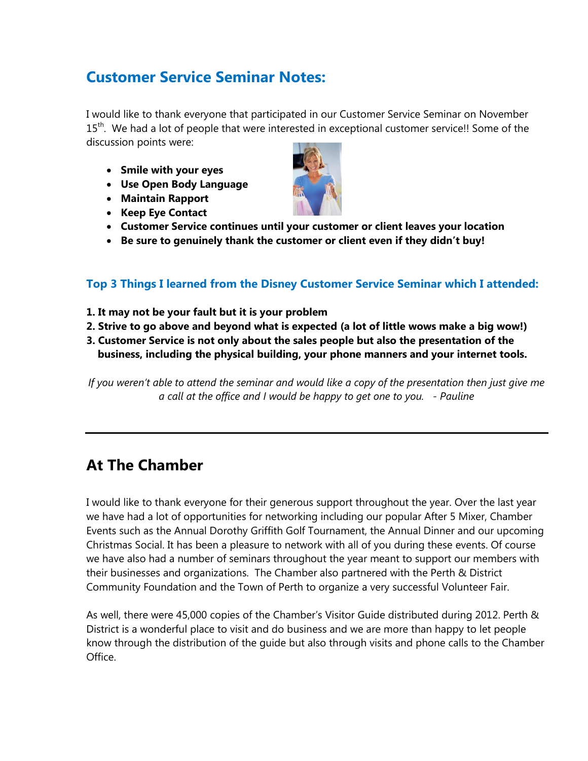## Customer Service Seminar Notes:

I would like to thank everyone that participated in our Customer Service Seminar on November 15th. We had a lot of people that were interested in exceptional customer service!! Some of the discussion points were:

- **Smile with your eyes**
- **Use Open Body Language**
- **Maintain Rapport**
- **Keep Eye Contact**
- **Customer Service continues until your customer or client leaves your location**
- **Be sure to genuinely thank the customer or client even if they didn't buy!**

### Top 3 Things I learned from the Disney Customer Service Seminar which I attended:

1. **It may not be your fault but it is your problem**
2. **Strive to go above and beyond what is expected (a lot of little wows make a big wow!)**
3. **Customer Service is not only about the sales people but also the presentation of the business, including the physical building, your phone manners and your internet tools.**

*If you weren't able to attend the seminar and would like a copy of the presentation then just give me a call at the office and I would be happy to get one to you. - Pauline*

---

## At The Chamber

I would like to thank everyone for their generous support throughout the year. Over the last year we have had a lot of opportunities for networking including our popular After 5 Mixer, Chamber Events such as the Annual Dorothy Griffith Golf Tournament, the Annual Dinner and our upcoming Christmas Social. It has been a pleasure to network with all of you during these events. Of course we have also had a number of seminars throughout the year meant to support our members with their businesses and organizations. The Chamber also partnered with the Perth & District Community Foundation and the Town of Perth to organize a very successful Volunteer Fair.

As well, there were 45,000 copies of the Chamber's Visitor Guide distributed during 2012. Perth & District is a wonderful place to visit and do business and we are more than happy to let people know through the distribution of the guide but also through visits and phone calls to the Chamber Office.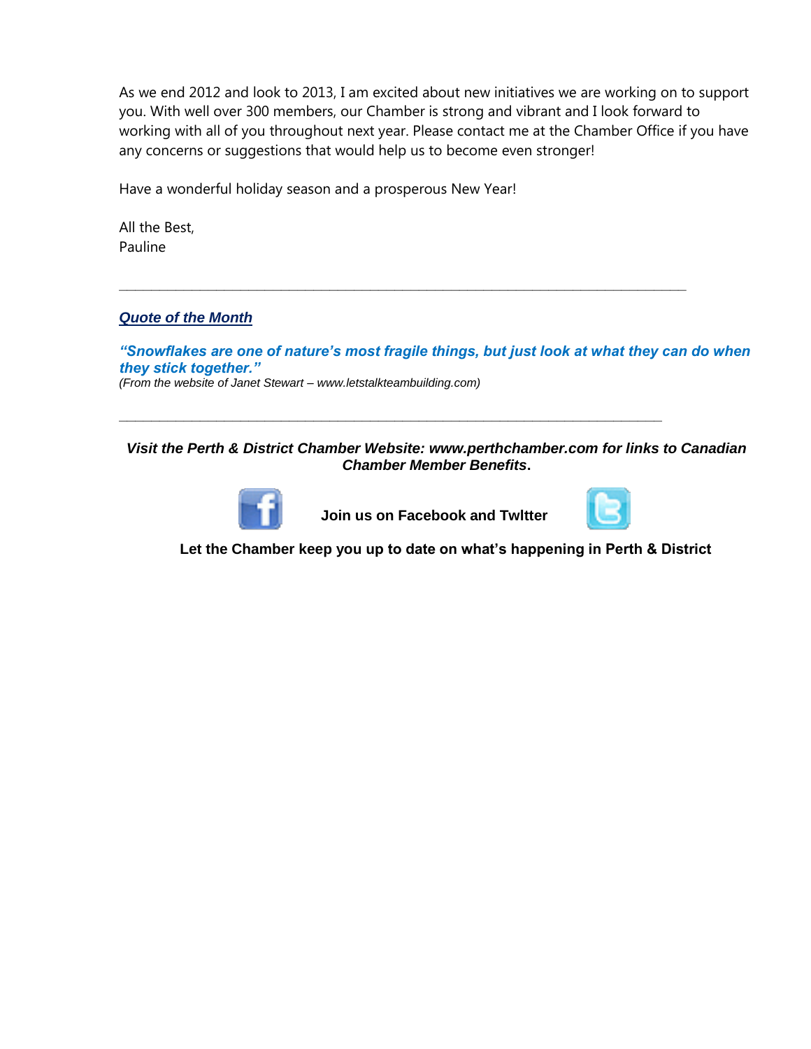As we end 2012 and look to 2013, I am excited about new initiatives we are working on to support you. With well over 300 members, our Chamber is strong and vibrant and I look forward to working with all of you throughout next year. Please contact me at the Chamber Office if you have any concerns or suggestions that would help us to become even stronger!

Have a wonderful holiday season and a prosperous New Year!

All the Best,
Pauline

---

***Quote of the Month***

***"Snowflakes are one of nature's most fragile things, but just look at what they can do when they stick together."***
*(From the website of Janet Stewart – www.letstalkteambuilding.com)*

---

***Visit the Perth & District Chamber Website: www.perthchamber.com for links to Canadian Chamber Member Benefits*.**

**Join us on Facebook and Twltter**

**Let the Chamber keep you up to date on what's happening in Perth & District**